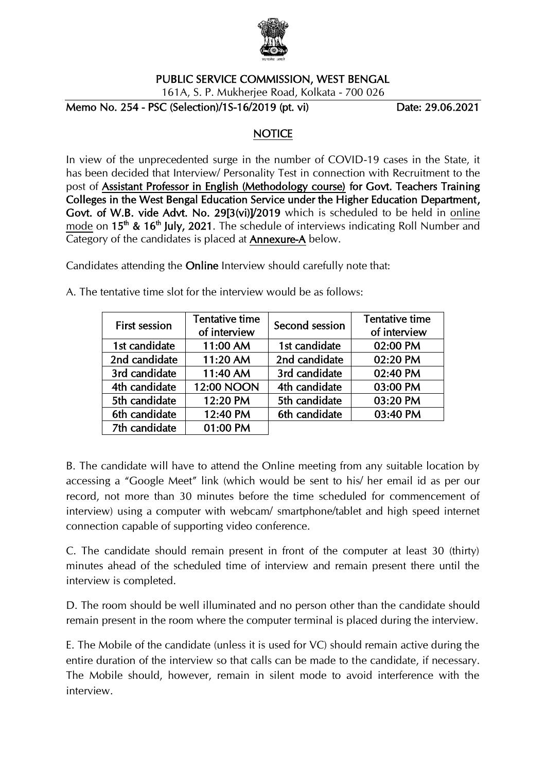# PUBLIC SERVICE COMMISSION, WEST BENGAL

161A, S. P. Mukherjee Road, Kolkata - 700 026

**Memo No. 254 - PSC (Selection)/1S-16/2019 (pt. vi)** **Date: 29.06.2021**

## NOTICE

In view of the unprecedented surge in the number of COVID-19 cases in the State, it has been decided that Interview/ Personality Test in connection with Recruitment to the post of **Assistant Professor in English (Methodology course) for Govt. Teachers Training Colleges in the West Bengal Education Service under the Higher Education Department, Govt. of W.B. vide Advt. No. 29[3(vi)]/2019** which is scheduled to be held in online mode on **15th & 16th July, 2021**. The schedule of interviews indicating Roll Number and Category of the candidates is placed at **Annexure-A** below.

Candidates attending the **Online** Interview should carefully note that:

A. The tentative time slot for the interview would be as follows:

| First session | Tentative time of interview | Second session | Tentative time of interview |
|---|---|---|---|
| 1st candidate | 11:00 AM | 1st candidate | 02:00 PM |
| 2nd candidate | 11:20 AM | 2nd candidate | 02:20 PM |
| 3rd candidate | 11:40 AM | 3rd candidate | 02:40 PM |
| 4th candidate | 12:00 NOON | 4th candidate | 03:00 PM |
| 5th candidate | 12:20 PM | 5th candidate | 03:20 PM |
| 6th candidate | 12:40 PM | 6th candidate | 03:40 PM |
| 7th candidate | 01:00 PM | | |

B. The candidate will have to attend the Online meeting from any suitable location by accessing a "Google Meet" link (which would be sent to his/ her email id as per our record, not more than 30 minutes before the time scheduled for commencement of interview) using a computer with webcam/ smartphone/tablet and high speed internet connection capable of supporting video conference.

C. The candidate should remain present in front of the computer at least 30 (thirty) minutes ahead of the scheduled time of interview and remain present there until the interview is completed.

D. The room should be well illuminated and no person other than the candidate should remain present in the room where the computer terminal is placed during the interview.

E. The Mobile of the candidate (unless it is used for VC) should remain active during the entire duration of the interview so that calls can be made to the candidate, if necessary. The Mobile should, however, remain in silent mode to avoid interference with the interview.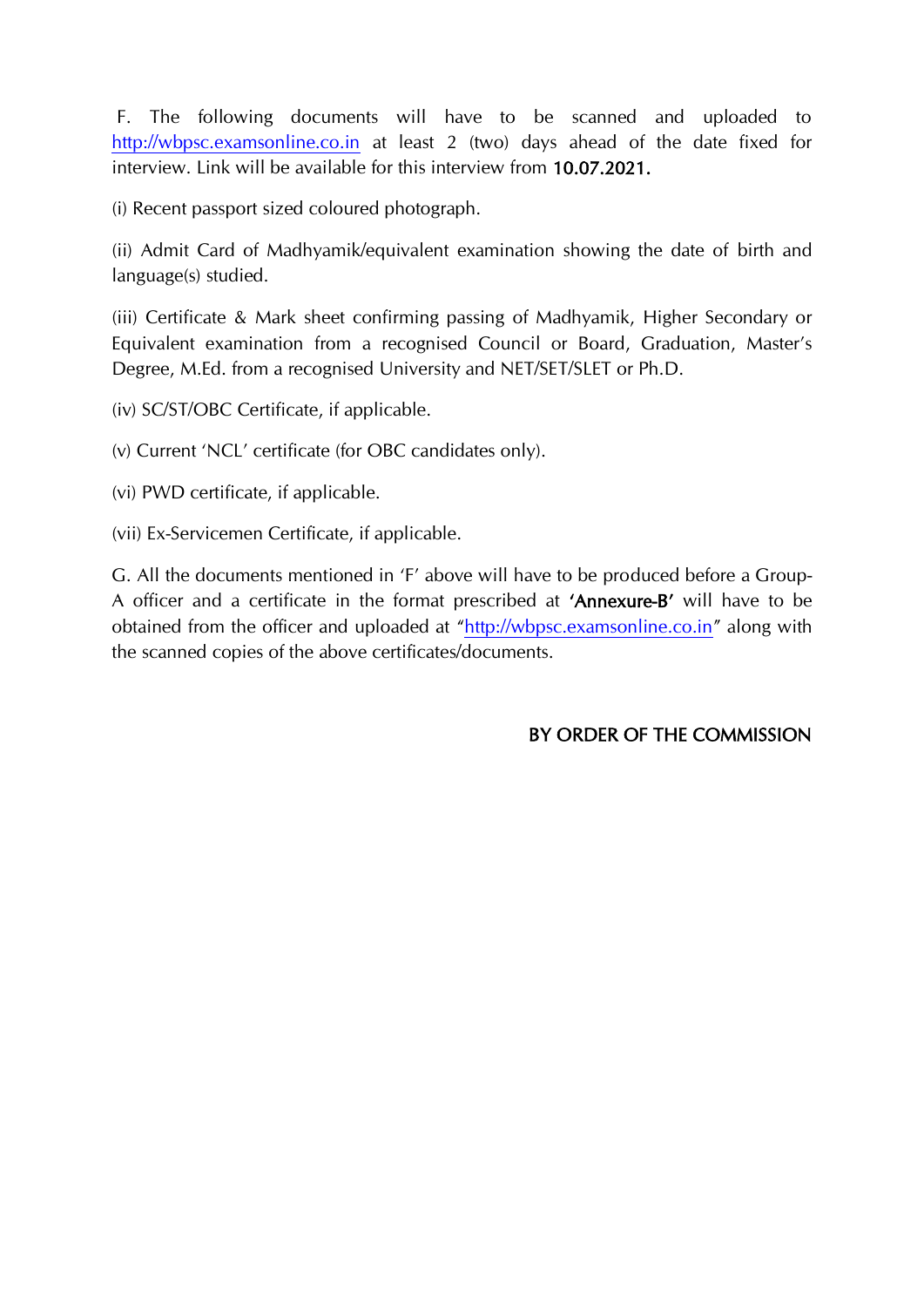F. The following documents will have to be scanned and uploaded to http://wbpsc.examsonline.co.in at least 2 (two) days ahead of the date fixed for interview. Link will be available for this interview from **10.07.2021.**

(i) Recent passport sized coloured photograph.

(ii) Admit Card of Madhyamik/equivalent examination showing the date of birth and language(s) studied.

(iii) Certificate & Mark sheet confirming passing of Madhyamik, Higher Secondary or Equivalent examination from a recognised Council or Board, Graduation, Master's Degree, M.Ed. from a recognised University and NET/SET/SLET or Ph.D.

(iv) SC/ST/OBC Certificate, if applicable.

(v) Current 'NCL' certificate (for OBC candidates only).

(vi) PWD certificate, if applicable.

(vii) Ex-Servicemen Certificate, if applicable.

G. All the documents mentioned in 'F' above will have to be produced before a Group-A officer and a certificate in the format prescribed at **'Annexure-B'** will have to be obtained from the officer and uploaded at "http://wbpsc.examsonline.co.in" along with the scanned copies of the above certificates/documents.

BY ORDER OF THE COMMISSION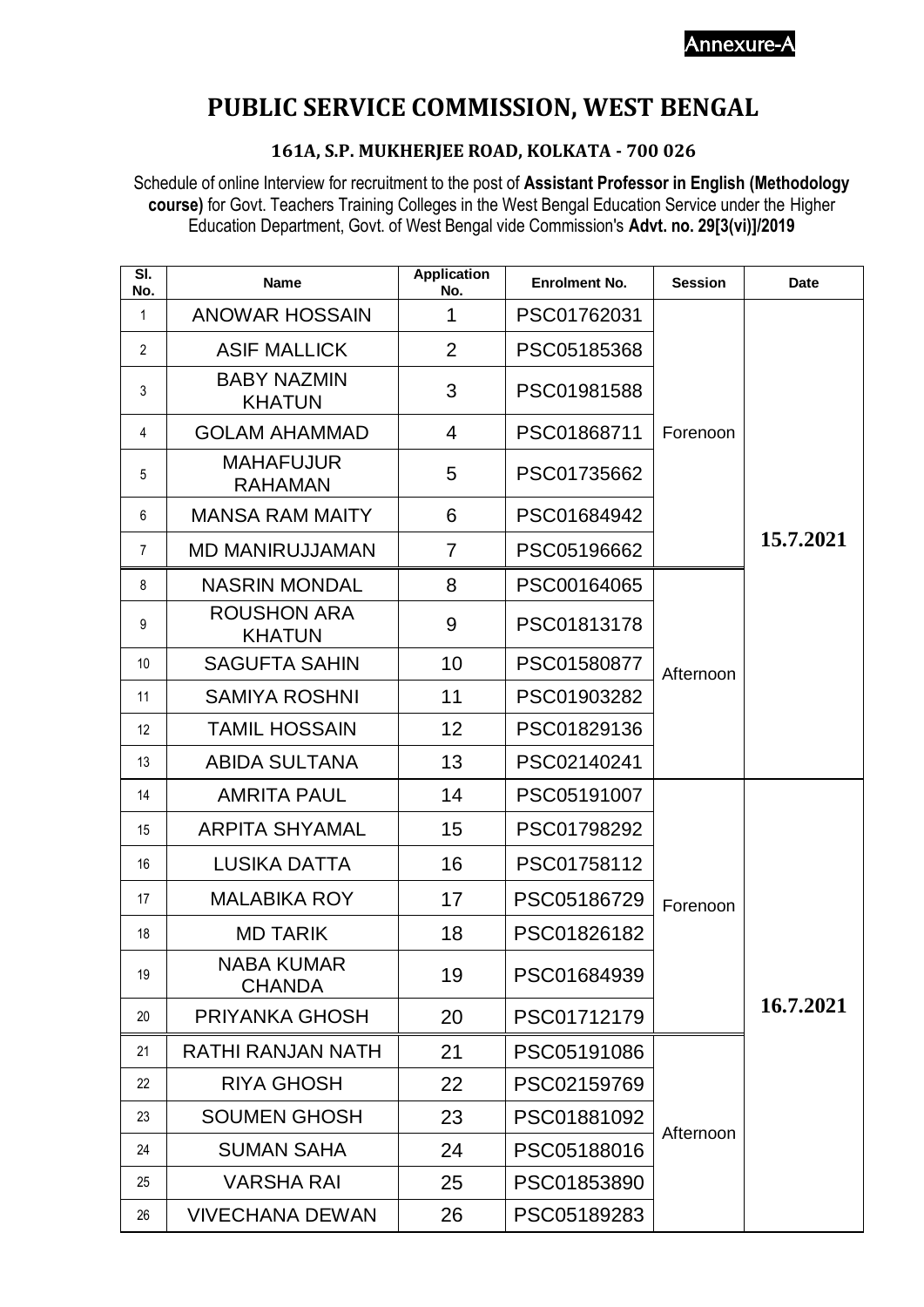Annexure-A

# PUBLIC SERVICE COMMISSION, WEST BENGAL

### 161A, S.P. MUKHERJEE ROAD, KOLKATA - 700 026

Schedule of online Interview for recruitment to the post of **Assistant Professor in English (Methodology course)** for Govt. Teachers Training Colleges in the West Bengal Education Service under the Higher Education Department, Govt. of West Bengal vide Commission's **Advt. no. 29[3(vi)]/2019**

| Sl. No. | Name | Application No. | Enrolment No. | Session | Date |
|---|---|---|---|---|---|
| 1 | ANOWAR HOSSAIN | 1 | PSC01762031 | Forenoon | 15.7.2021 |
| 2 | ASIF MALLICK | 2 | PSC05185368 | | |
| 3 | BABY NAZMIN KHATUN | 3 | PSC01981588 | | |
| 4 | GOLAM AHAMMAD | 4 | PSC01868711 | | |
| 5 | MAHAFUJUR RAHAMAN | 5 | PSC01735662 | | |
| 6 | MANSA RAM MAITY | 6 | PSC01684942 | | |
| 7 | MD MANIRUJJAMAN | 7 | PSC05196662 | | |
| 8 | NASRIN MONDAL | 8 | PSC00164065 | Afternoon | |
| 9 | ROUSHON ARA KHATUN | 9 | PSC01813178 | | |
| 10 | SAGUFTA SAHIN | 10 | PSC01580877 | | |
| 11 | SAMIYA ROSHNI | 11 | PSC01903282 | | |
| 12 | TAMIL HOSSAIN | 12 | PSC01829136 | | |
| 13 | ABIDA SULTANA | 13 | PSC02140241 | | |
| 14 | AMRITA PAUL | 14 | PSC05191007 | Forenoon | 16.7.2021 |
| 15 | ARPITA SHYAMAL | 15 | PSC01798292 | | |
| 16 | LUSIKA DATTA | 16 | PSC01758112 | | |
| 17 | MALABIKA ROY | 17 | PSC05186729 | | |
| 18 | MD TARIK | 18 | PSC01826182 | | |
| 19 | NABA KUMAR CHANDA | 19 | PSC01684939 | | |
| 20 | PRIYANKA GHOSH | 20 | PSC01712179 | | |
| 21 | RATHI RANJAN NATH | 21 | PSC05191086 | Afternoon | |
| 22 | RIYA GHOSH | 22 | PSC02159769 | | |
| 23 | SOUMEN GHOSH | 23 | PSC01881092 | | |
| 24 | SUMAN SAHA | 24 | PSC05188016 | | |
| 25 | VARSHA RAI | 25 | PSC01853890 | | |
| 26 | VIVECHANA DEWAN | 26 | PSC05189283 | | |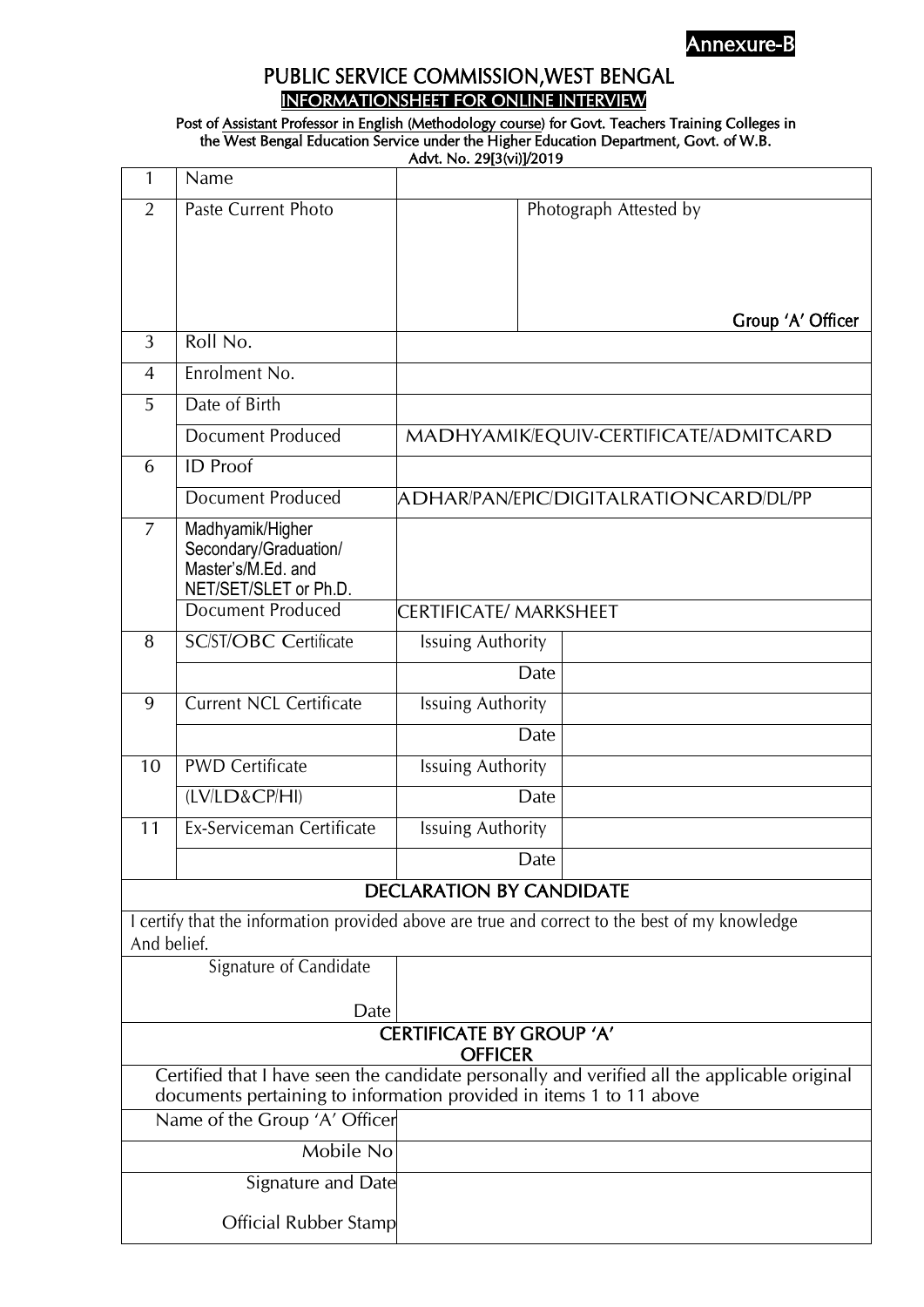Annexure-B

# PUBLIC SERVICE COMMISSION,WEST BENGAL

## INFORMATIONSHEET FOR ONLINE INTERVIEW

Post of Assistant Professor in English (Methodology course) for Govt. Teachers Training Colleges in the West Bengal Education Service under the Higher Education Department, Govt. of W.B.
Advt. No. 29[3(vi)]/2019

| | | | |
|---|---|---|---|
| 1 | Name | | |
| 2 | Paste Current Photo | | Photograph Attested by<br><br>Group 'A' Officer |
| 3 | Roll No. | | |
| 4 | Enrolment No. | | |
| 5 | Date of Birth | | |
| | Document Produced | MADHYAMIK/EQUIV-CERTIFICATE/ADMITCARD | |
| 6 | ID Proof | | |
| | Document Produced | ADHAR/PAN/EPIC/DIGITALRATIONCARD/DL/PP | |
| 7 | Madhyamik/Higher Secondary/Graduation/ Master's/M.Ed. and NET/SET/SLET or Ph.D. | | |
| | Document Produced | CERTIFICATE/ MARKSHEET | |
| 8 | SC/ST/OBC Certificate | Issuing Authority | |
| | | Date | |
| 9 | Current NCL Certificate | Issuing Authority | |
| | | Date | |
| 10 | PWD Certificate | Issuing Authority | |
| | (LV/LD&CP/HI) | Date | |
| 11 | Ex-Serviceman Certificate | Issuing Authority | |
| | | Date | |

### DECLARATION BY CANDIDATE

I certify that the information provided above are true and correct to the best of my knowledge And belief.

| | |
|---|---|
| Signature of Candidate<br><br>Date | |

### CERTIFICATE BY GROUP 'A' OFFICER

Certified that I have seen the candidate personally and verified all the applicable original documents pertaining to information provided in items 1 to 11 above

| | |
|---|---|
| Name of the Group 'A' Officer | |
| Mobile No | |
| Signature and Date<br><br>Official Rubber Stamp | |